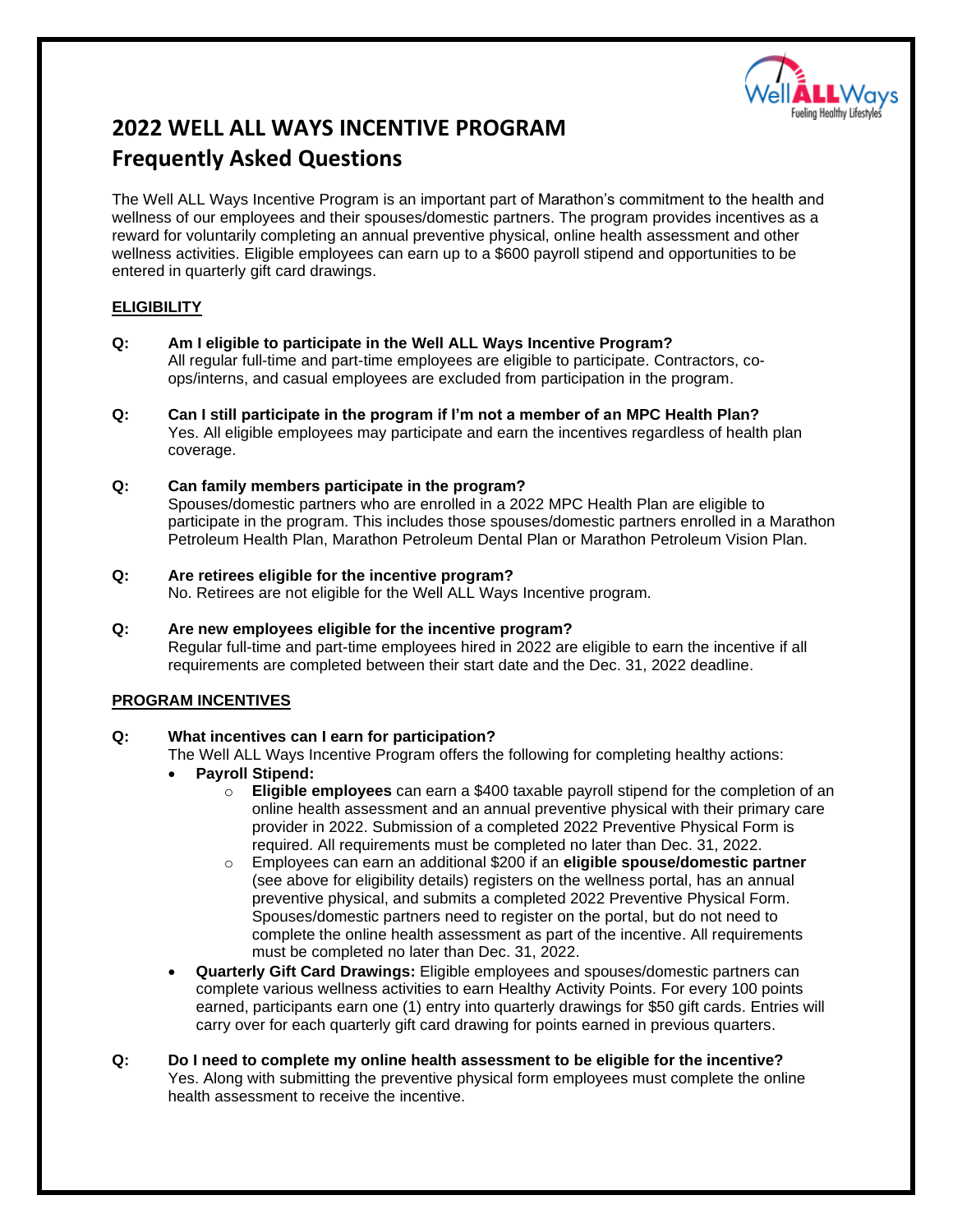# 2022 WELL ALL WAYS INCENTIVE PROGRAM

## Frequently Asked Questions

The Well ALL Ways Incentive Program is an important part of Marathon's commitment to the health and wellness of our employees and their spouses/domestic partners. The program provides incentives as a reward for voluntarily completing an annual preventive physical, online health assessment and other wellness activities. Eligible employees can earn up to a $600 payroll stipend and opportunities to be entered in quarterly gift card drawings.

### ELIGIBILITY

**Q: Am I eligible to participate in the Well ALL Ways Incentive Program?**
All regular full-time and part-time employees are eligible to participate. Contractors, co-ops/interns, and casual employees are excluded from participation in the program.

**Q: Can I still participate in the program if I'm not a member of an MPC Health Plan?**
Yes. All eligible employees may participate and earn the incentives regardless of health plan coverage.

**Q: Can family members participate in the program?**
Spouses/domestic partners who are enrolled in a 2022 MPC Health Plan are eligible to participate in the program. This includes those spouses/domestic partners enrolled in a Marathon Petroleum Health Plan, Marathon Petroleum Dental Plan or Marathon Petroleum Vision Plan.

**Q: Are retirees eligible for the incentive program?**
No. Retirees are not eligible for the Well ALL Ways Incentive program.

**Q: Are new employees eligible for the incentive program?**
Regular full-time and part-time employees hired in 2022 are eligible to earn the incentive if all requirements are completed between their start date and the Dec. 31, 2022 deadline.

### PROGRAM INCENTIVES

**Q: What incentives can I earn for participation?**
The Well ALL Ways Incentive Program offers the following for completing healthy actions:

- **Payroll Stipend:**
  - **Eligible employees** can earn a $400 taxable payroll stipend for the completion of an online health assessment and an annual preventive physical with their primary care provider in 2022. Submission of a completed 2022 Preventive Physical Form is required. All requirements must be completed no later than Dec. 31, 2022.
  - Employees can earn an additional $200 if an **eligible spouse/domestic partner** (see above for eligibility details) registers on the wellness portal, has an annual preventive physical, and submits a completed 2022 Preventive Physical Form. Spouses/domestic partners need to register on the portal, but do not need to complete the online health assessment as part of the incentive. All requirements must be completed no later than Dec. 31, 2022.
- **Quarterly Gift Card Drawings:** Eligible employees and spouses/domestic partners can complete various wellness activities to earn Healthy Activity Points. For every 100 points earned, participants earn one (1) entry into quarterly drawings for $50 gift cards. Entries will carry over for each quarterly gift card drawing for points earned in previous quarters.

**Q: Do I need to complete my online health assessment to be eligible for the incentive?**
Yes. Along with submitting the preventive physical form employees must complete the online health assessment to receive the incentive.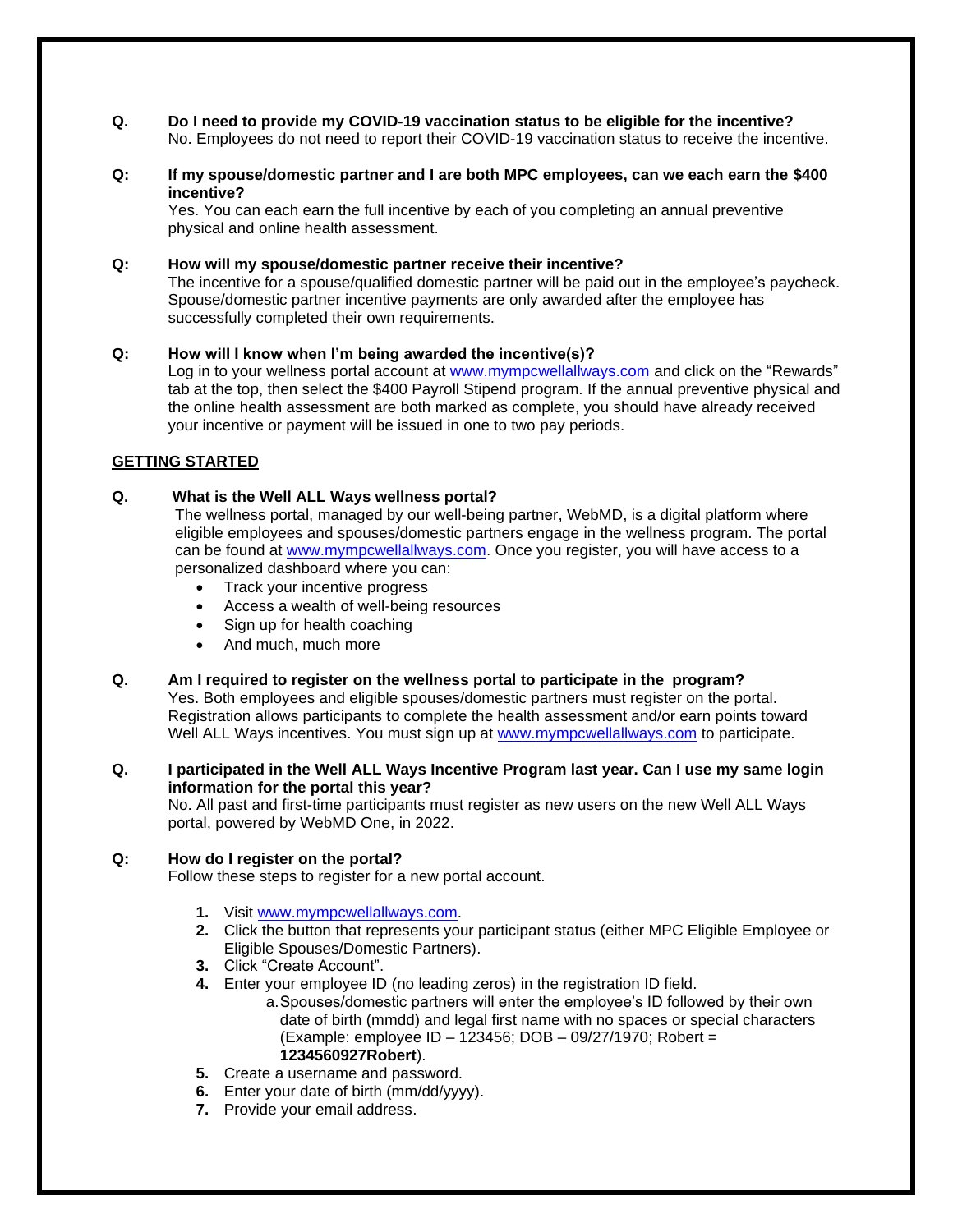**Q. Do I need to provide my COVID-19 vaccination status to be eligible for the incentive?**
No. Employees do not need to report their COVID-19 vaccination status to receive the incentive.

**Q: If my spouse/domestic partner and I are both MPC employees, can we each earn the $400 incentive?**
Yes. You can each earn the full incentive by each of you completing an annual preventive physical and online health assessment.

**Q: How will my spouse/domestic partner receive their incentive?**
The incentive for a spouse/qualified domestic partner will be paid out in the employee's paycheck. Spouse/domestic partner incentive payments are only awarded after the employee has successfully completed their own requirements.

**Q: How will I know when I'm being awarded the incentive(s)?**
Log in to your wellness portal account at www.mympcwellallways.com and click on the "Rewards" tab at the top, then select the $400 Payroll Stipend program. If the annual preventive physical and the online health assessment are both marked as complete, you should have already received your incentive or payment will be issued in one to two pay periods.

## GETTING STARTED

**Q. What is the Well ALL Ways wellness portal?**
The wellness portal, managed by our well-being partner, WebMD, is a digital platform where eligible employees and spouses/domestic partners engage in the wellness program. The portal can be found at www.mympcwellallways.com. Once you register, you will have access to a personalized dashboard where you can:

- Track your incentive progress
- Access a wealth of well-being resources
- Sign up for health coaching
- And much, much more

**Q. Am I required to register on the wellness portal to participate in the program?**
Yes. Both employees and eligible spouses/domestic partners must register on the portal. Registration allows participants to complete the health assessment and/or earn points toward Well ALL Ways incentives. You must sign up at www.mympcwellallways.com to participate.

**Q. I participated in the Well ALL Ways Incentive Program last year. Can I use my same login information for the portal this year?**
No. All past and first-time participants must register as new users on the new Well ALL Ways portal, powered by WebMD One, in 2022.

**Q: How do I register on the portal?**
Follow these steps to register for a new portal account.

1. Visit www.mympcwellallways.com.
2. Click the button that represents your participant status (either MPC Eligible Employee or Eligible Spouses/Domestic Partners).
3. Click "Create Account".
4. Enter your employee ID (no leading zeros) in the registration ID field.
   a. Spouses/domestic partners will enter the employee's ID followed by their own date of birth (mmdd) and legal first name with no spaces or special characters (Example: employee ID – 123456; DOB – 09/27/1970; Robert = **1234560927Robert**).
5. Create a username and password.
6. Enter your date of birth (mm/dd/yyyy).
7. Provide your email address.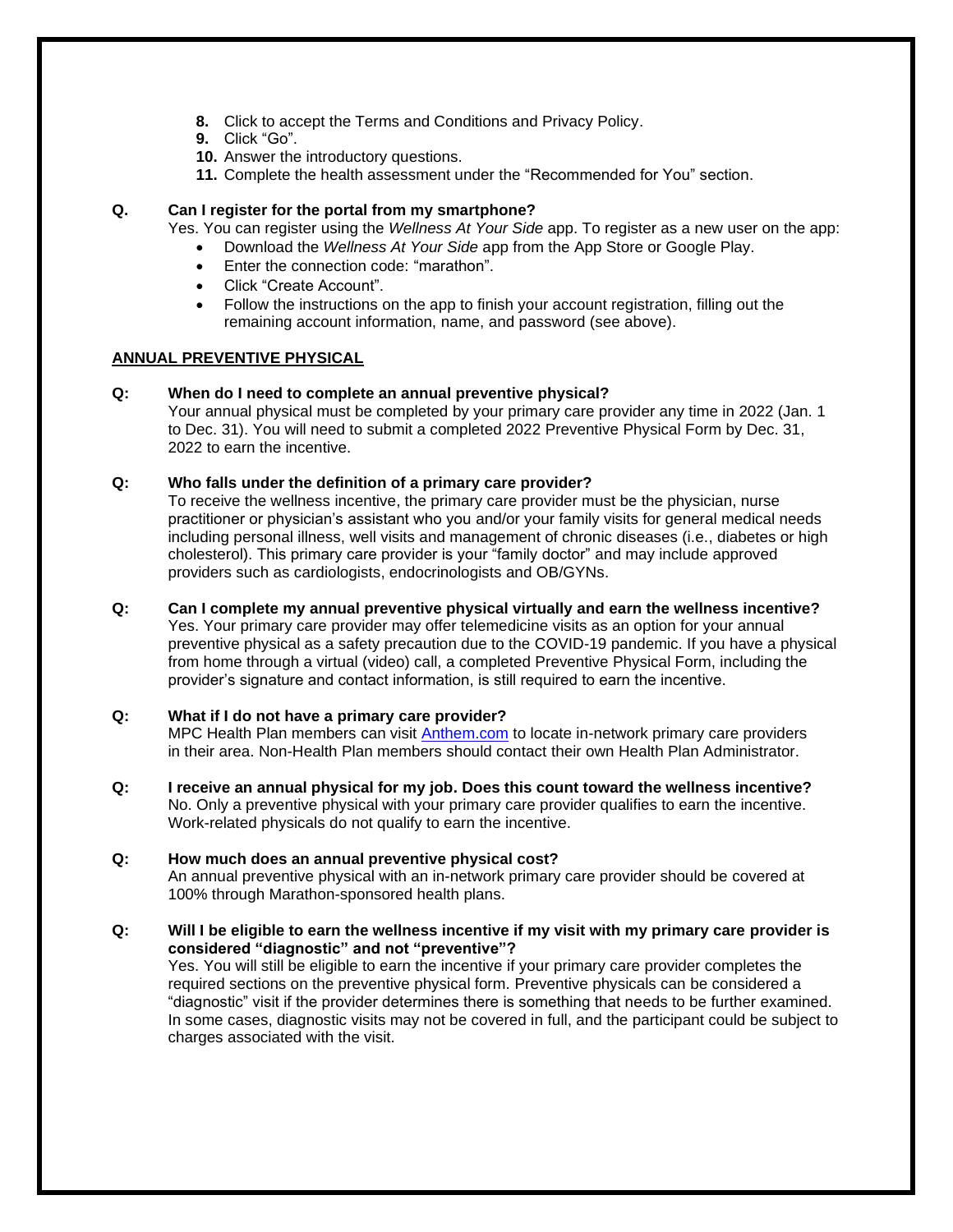8. Click to accept the Terms and Conditions and Privacy Policy.
9. Click “Go”.
10. Answer the introductory questions.
11. Complete the health assessment under the “Recommended for You” section.

**Q. Can I register for the portal from my smartphone?**

Yes. You can register using the *Wellness At Your Side* app. To register as a new user on the app:

- Download the *Wellness At Your Side* app from the App Store or Google Play.
- Enter the connection code: “marathon”.
- Click “Create Account”.
- Follow the instructions on the app to finish your account registration, filling out the remaining account information, name, and password (see above).

## ANNUAL PREVENTIVE PHYSICAL

**Q: When do I need to complete an annual preventive physical?**

Your annual physical must be completed by your primary care provider any time in 2022 (Jan. 1 to Dec. 31). You will need to submit a completed 2022 Preventive Physical Form by Dec. 31, 2022 to earn the incentive.

**Q: Who falls under the definition of a primary care provider?**

To receive the wellness incentive, the primary care provider must be the physician, nurse practitioner or physician’s assistant who you and/or your family visits for general medical needs including personal illness, well visits and management of chronic diseases (i.e., diabetes or high cholesterol). This primary care provider is your “family doctor” and may include approved providers such as cardiologists, endocrinologists and OB/GYNs.

**Q: Can I complete my annual preventive physical virtually and earn the wellness incentive?**

Yes. Your primary care provider may offer telemedicine visits as an option for your annual preventive physical as a safety precaution due to the COVID-19 pandemic. If you have a physical from home through a virtual (video) call, a completed Preventive Physical Form, including the provider’s signature and contact information, is still required to earn the incentive.

**Q: What if I do not have a primary care provider?**

MPC Health Plan members can visit [Anthem.com](Anthem.com) to locate in-network primary care providers in their area. Non-Health Plan members should contact their own Health Plan Administrator.

**Q: I receive an annual physical for my job. Does this count toward the wellness incentive?**

No. Only a preventive physical with your primary care provider qualifies to earn the incentive. Work-related physicals do not qualify to earn the incentive.

**Q: How much does an annual preventive physical cost?**

An annual preventive physical with an in-network primary care provider should be covered at 100% through Marathon-sponsored health plans.

**Q: Will I be eligible to earn the wellness incentive if my visit with my primary care provider is considered “diagnostic” and not “preventive”?**

Yes. You will still be eligible to earn the incentive if your primary care provider completes the required sections on the preventive physical form. Preventive physicals can be considered a “diagnostic” visit if the provider determines there is something that needs to be further examined. In some cases, diagnostic visits may not be covered in full, and the participant could be subject to charges associated with the visit.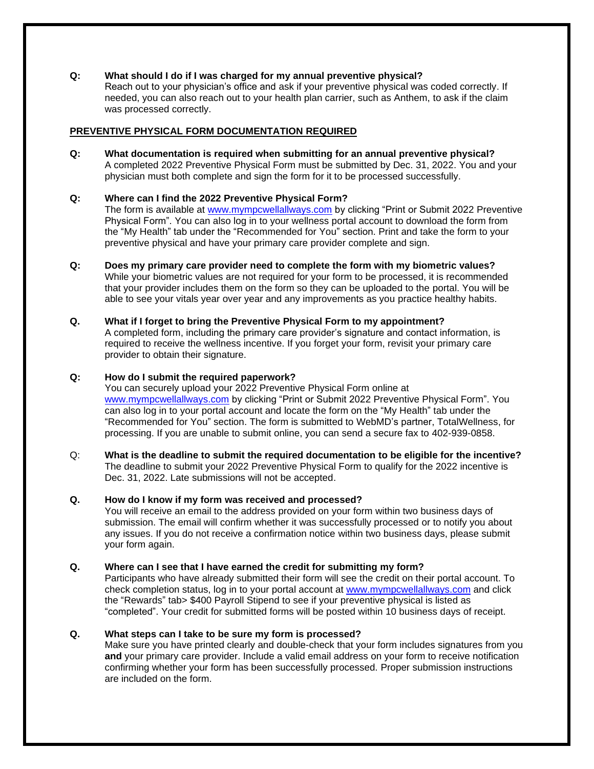**Q: What should I do if I was charged for my annual preventive physical?**
Reach out to your physician's office and ask if your preventive physical was coded correctly. If needed, you can also reach out to your health plan carrier, such as Anthem, to ask if the claim was processed correctly.

**PREVENTIVE PHYSICAL FORM DOCUMENTATION REQUIRED**

**Q: What documentation is required when submitting for an annual preventive physical?**
A completed 2022 Preventive Physical Form must be submitted by Dec. 31, 2022. You and your physician must both complete and sign the form for it to be processed successfully.

**Q: Where can I find the 2022 Preventive Physical Form?**
The form is available at www.mympcwellallways.com by clicking "Print or Submit 2022 Preventive Physical Form". You can also log in to your wellness portal account to download the form from the "My Health" tab under the "Recommended for You" section. Print and take the form to your preventive physical and have your primary care provider complete and sign.

**Q: Does my primary care provider need to complete the form with my biometric values?**
While your biometric values are not required for your form to be processed, it is recommended that your provider includes them on the form so they can be uploaded to the portal. You will be able to see your vitals year over year and any improvements as you practice healthy habits.

**Q. What if I forget to bring the Preventive Physical Form to my appointment?**
A completed form, including the primary care provider's signature and contact information, is required to receive the wellness incentive. If you forget your form, revisit your primary care provider to obtain their signature.

**Q: How do I submit the required paperwork?**
You can securely upload your 2022 Preventive Physical Form online at www.mympcwellallways.com by clicking "Print or Submit 2022 Preventive Physical Form". You can also log in to your portal account and locate the form on the "My Health" tab under the "Recommended for You" section. The form is submitted to WebMD's partner, TotalWellness, for processing. If you are unable to submit online, you can send a secure fax to 402-939-0858.

Q: **What is the deadline to submit the required documentation to be eligible for the incentive?**
The deadline to submit your 2022 Preventive Physical Form to qualify for the 2022 incentive is Dec. 31, 2022. Late submissions will not be accepted.

**Q. How do I know if my form was received and processed?**
You will receive an email to the address provided on your form within two business days of submission. The email will confirm whether it was successfully processed or to notify you about any issues. If you do not receive a confirmation notice within two business days, please submit your form again.

**Q. Where can I see that I have earned the credit for submitting my form?**
Participants who have already submitted their form will see the credit on their portal account. To check completion status, log in to your portal account at www.mympcwellallways.com and click the "Rewards" tab> $400 Payroll Stipend to see if your preventive physical is listed as "completed". Your credit for submitted forms will be posted within 10 business days of receipt.

**Q. What steps can I take to be sure my form is processed?**
Make sure you have printed clearly and double-check that your form includes signatures from you **and** your primary care provider. Include a valid email address on your form to receive notification confirming whether your form has been successfully processed. Proper submission instructions are included on the form.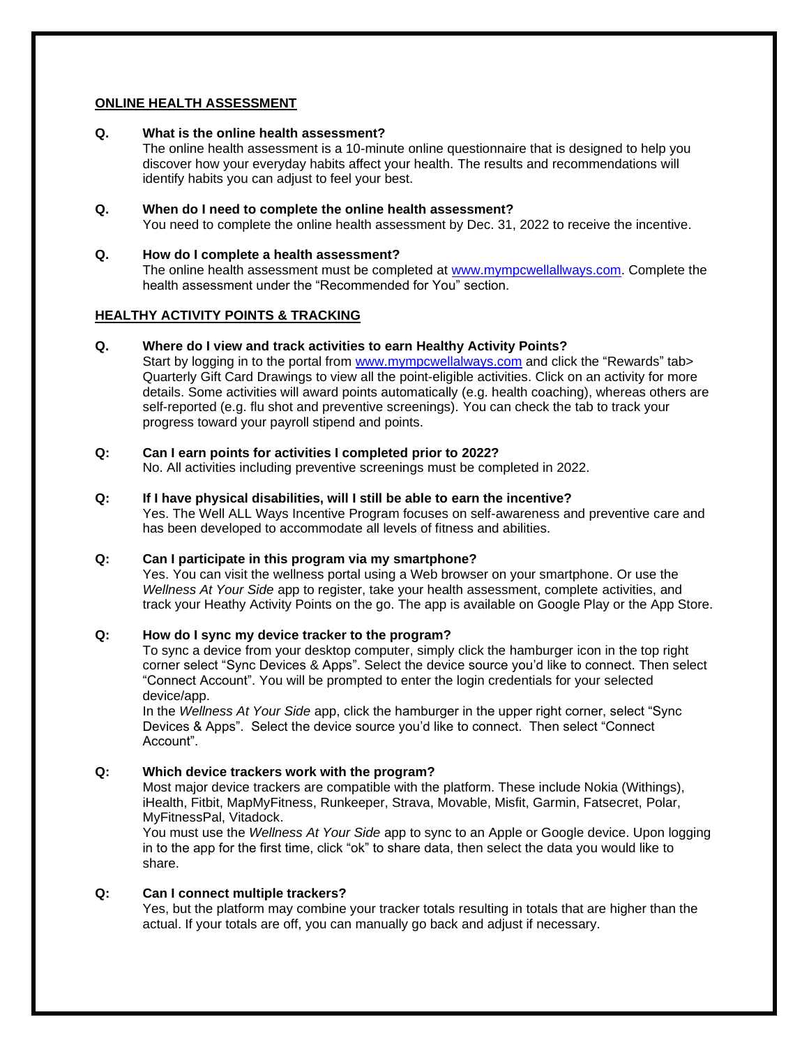## ONLINE HEALTH ASSESSMENT

**Q. What is the online health assessment?**

The online health assessment is a 10-minute online questionnaire that is designed to help you discover how your everyday habits affect your health. The results and recommendations will identify habits you can adjust to feel your best.

**Q. When do I need to complete the online health assessment?**

You need to complete the online health assessment by Dec. 31, 2022 to receive the incentive.

**Q. How do I complete a health assessment?**

The online health assessment must be completed at [www.mympcwellallways.com](http://www.mympcwellallways.com). Complete the health assessment under the "Recommended for You" section.

## HEALTHY ACTIVITY POINTS & TRACKING

**Q. Where do I view and track activities to earn Healthy Activity Points?**

Start by logging in to the portal from [www.mympcwellalways.com](http://www.mympcwellalways.com) and click the "Rewards" tab> Quarterly Gift Card Drawings to view all the point-eligible activities. Click on an activity for more details. Some activities will award points automatically (e.g. health coaching), whereas others are self-reported (e.g. flu shot and preventive screenings). You can check the tab to track your progress toward your payroll stipend and points.

**Q: Can I earn points for activities I completed prior to 2022?**

No. All activities including preventive screenings must be completed in 2022.

**Q: If I have physical disabilities, will I still be able to earn the incentive?**

Yes. The Well ALL Ways Incentive Program focuses on self-awareness and preventive care and has been developed to accommodate all levels of fitness and abilities.

**Q: Can I participate in this program via my smartphone?**

Yes. You can visit the wellness portal using a Web browser on your smartphone. Or use the *Wellness At Your Side* app to register, take your health assessment, complete activities, and track your Heathy Activity Points on the go. The app is available on Google Play or the App Store.

**Q: How do I sync my device tracker to the program?**

To sync a device from your desktop computer, simply click the hamburger icon in the top right corner select "Sync Devices & Apps". Select the device source you'd like to connect. Then select "Connect Account". You will be prompted to enter the login credentials for your selected device/app.

In the *Wellness At Your Side* app, click the hamburger in the upper right corner, select "Sync Devices & Apps". Select the device source you'd like to connect. Then select "Connect Account".

**Q: Which device trackers work with the program?**

Most major device trackers are compatible with the platform. These include Nokia (Withings), iHealth, Fitbit, MapMyFitness, Runkeeper, Strava, Movable, Misfit, Garmin, Fatsecret, Polar, MyFitnessPal, Vitadock.

You must use the *Wellness At Your Side* app to sync to an Apple or Google device. Upon logging in to the app for the first time, click "ok" to share data, then select the data you would like to share.

**Q: Can I connect multiple trackers?**

Yes, but the platform may combine your tracker totals resulting in totals that are higher than the actual. If your totals are off, you can manually go back and adjust if necessary.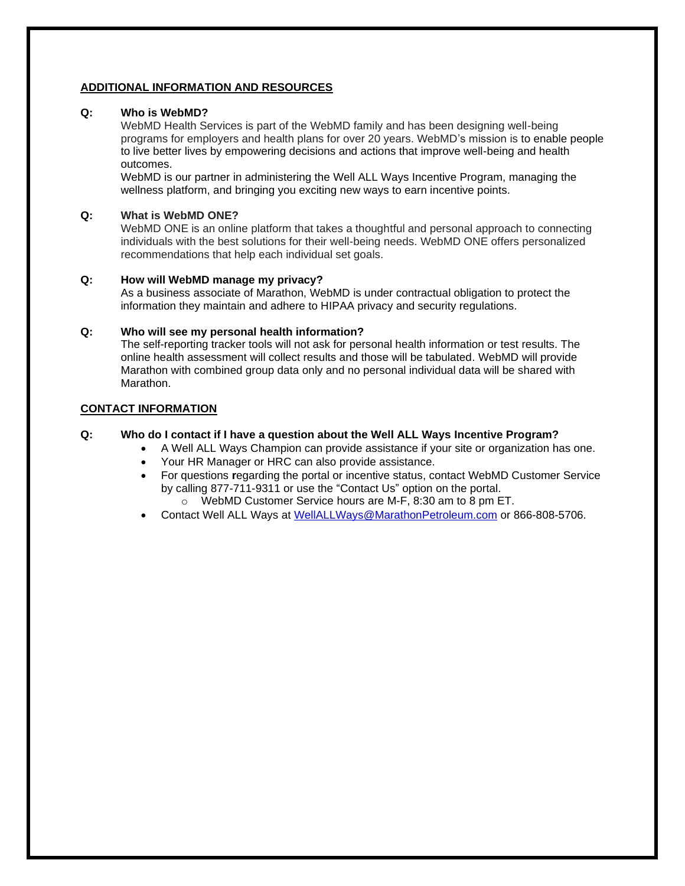## ADDITIONAL INFORMATION AND RESOURCES

**Q: Who is WebMD?**

WebMD Health Services is part of the WebMD family and has been designing well-being programs for employers and health plans for over 20 years. WebMD's mission is to enable people to live better lives by empowering decisions and actions that improve well-being and health outcomes.

WebMD is our partner in administering the Well ALL Ways Incentive Program, managing the wellness platform, and bringing you exciting new ways to earn incentive points.

**Q: What is WebMD ONE?**

WebMD ONE is an online platform that takes a thoughtful and personal approach to connecting individuals with the best solutions for their well-being needs. WebMD ONE offers personalized recommendations that help each individual set goals.

**Q: How will WebMD manage my privacy?**

As a business associate of Marathon, WebMD is under contractual obligation to protect the information they maintain and adhere to HIPAA privacy and security regulations.

**Q: Who will see my personal health information?**

The self-reporting tracker tools will not ask for personal health information or test results. The online health assessment will collect results and those will be tabulated. WebMD will provide Marathon with combined group data only and no personal individual data will be shared with Marathon.

## CONTACT INFORMATION

**Q: Who do I contact if I have a question about the Well ALL Ways Incentive Program?**

- A Well ALL Ways Champion can provide assistance if your site or organization has one.
- Your HR Manager or HRC can also provide assistance.
- For questions regarding the portal or incentive status, contact WebMD Customer Service by calling 877-711-9311 or use the "Contact Us" option on the portal.
  - WebMD Customer Service hours are M-F, 8:30 am to 8 pm ET.
- Contact Well ALL Ways at WellALLWays@MarathonPetroleum.com or 866-808-5706.